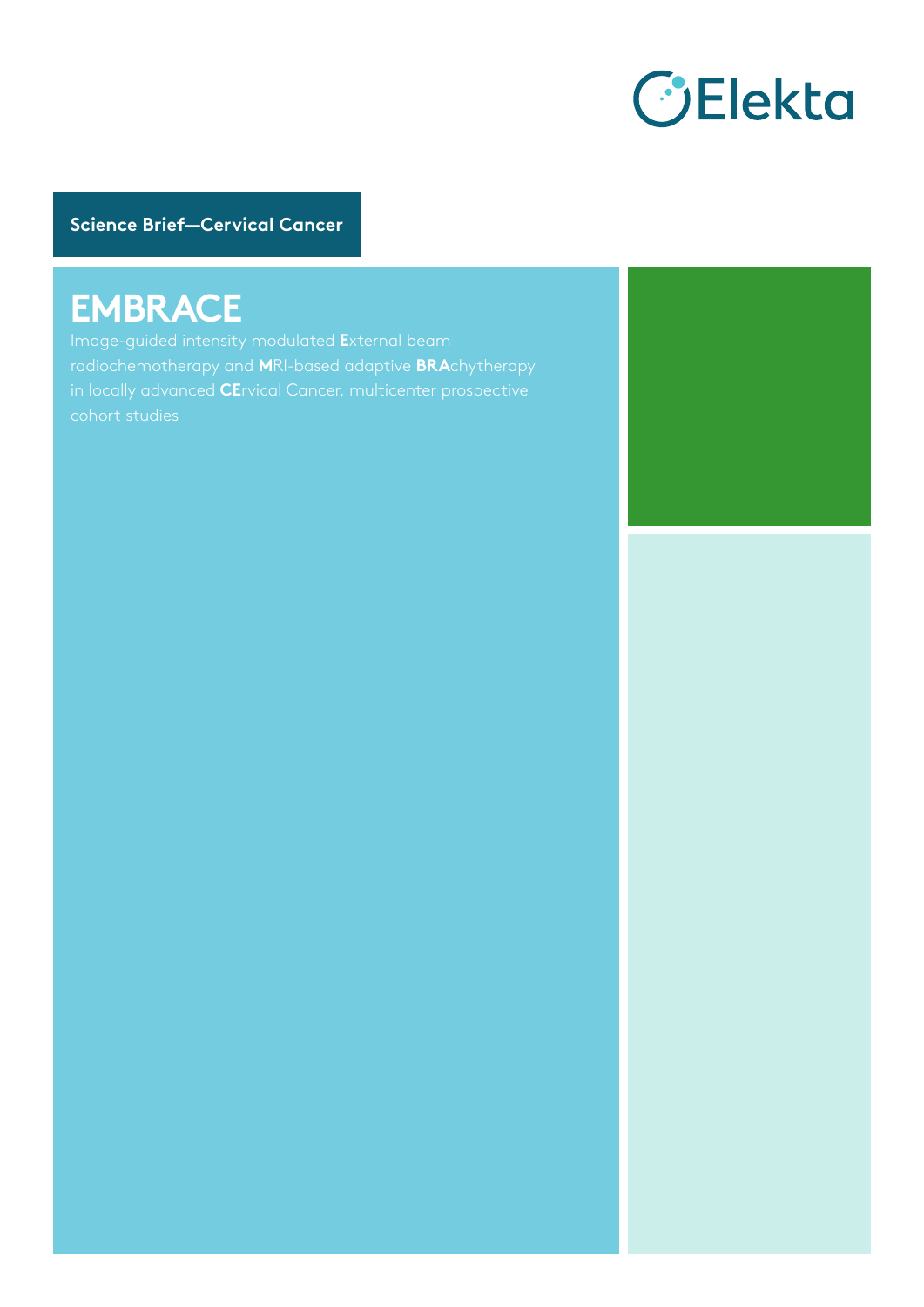Elekta

**Science Brief—Cervical Cancer**

# EMBRACE

Image-guided intensity modulated **E**xternal beam radiochemotherapy and **M**RI-based adaptive **BRA**chytherapy in locally advanced **CE**rvical Cancer, multicenter prospective cohort studies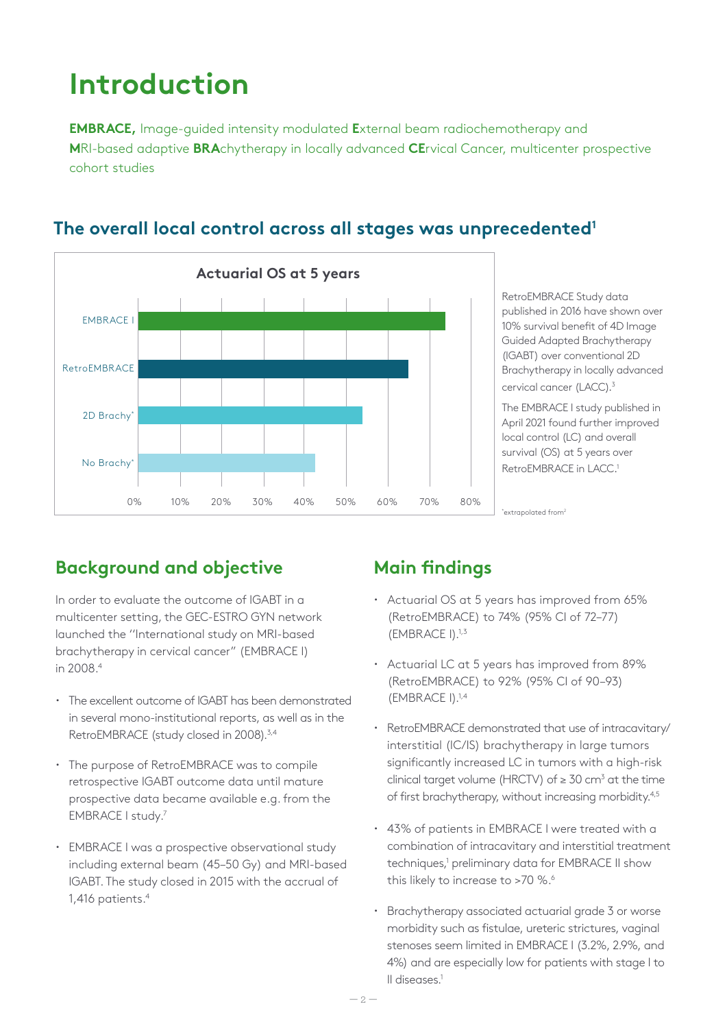# Introduction

**EMBRACE,** Image-guided intensity modulated **E**xternal beam radiochemotherapy and **M**RI-based adaptive **BRA**chytherapy in locally advanced **CE**rvical Cancer, multicenter prospective cohort studies

## The overall local control across all stages was unprecedented[1]

**Actuarial OS at 5 years**

EMBRACE I
RetroEMBRACE
2D Brachy*
No Brachy*

0% 10% 20% 30% 40% 50% 60% 70% 80%

RetroEMBRACE Study data published in 2016 have shown over 10% survival benefit of 4D Image Guided Adapted Brachytherapy (IGABT) over conventional 2D Brachytherapy in locally advanced cervical cancer (LACC).[3]

The EMBRACE I study published in April 2021 found further improved local control (LC) and overall survival (OS) at 5 years over RetroEMBRACE in LACC.[1]

*extrapolated from[2]

## Background and objective

In order to evaluate the outcome of IGABT in a multicenter setting, the GEC-ESTRO GYN network launched the "International study on MRI-based brachytherapy in cervical cancer" (EMBRACE I) in 2008.[4]

- The excellent outcome of IGABT has been demonstrated in several mono-institutional reports, as well as in the RetroEMBRACE (study closed in 2008).[3,4]
- The purpose of RetroEMBRACE was to compile retrospective IGABT outcome data until mature prospective data became available e.g. from the EMBRACE I study.[7]
- EMBRACE I was a prospective observational study including external beam (45–50 Gy) and MRI-based IGABT. The study closed in 2015 with the accrual of 1,416 patients.[4]

## Main findings

- Actuarial OS at 5 years has improved from 65% (RetroEMBRACE) to 74% (95% CI of 72–77) (EMBRACE I).[1,3]
- Actuarial LC at 5 years has improved from 89% (RetroEMBRACE) to 92% (95% CI of 90–93) (EMBRACE I).[1,4]
- RetroEMBRACE demonstrated that use of intracavitary/interstitial (IC/IS) brachytherapy in large tumors significantly increased LC in tumors with a high-risk clinical target volume (HRCTV) of ≥ 30 $cm^3$ at the time of first brachytherapy, without increasing morbidity.[4,5]
- 43% of patients in EMBRACE I were treated with a combination of intracavitary and interstitial treatment techniques,[1] preliminary data for EMBRACE II show this likely to increase to >70 %.[6]
- Brachytherapy associated actuarial grade 3 or worse morbidity such as fistulae, ureteric strictures, vaginal stenoses seem limited in EMBRACE I (3.2%, 2.9%, and 4%) and are especially low for patients with stage I to II diseases.[1]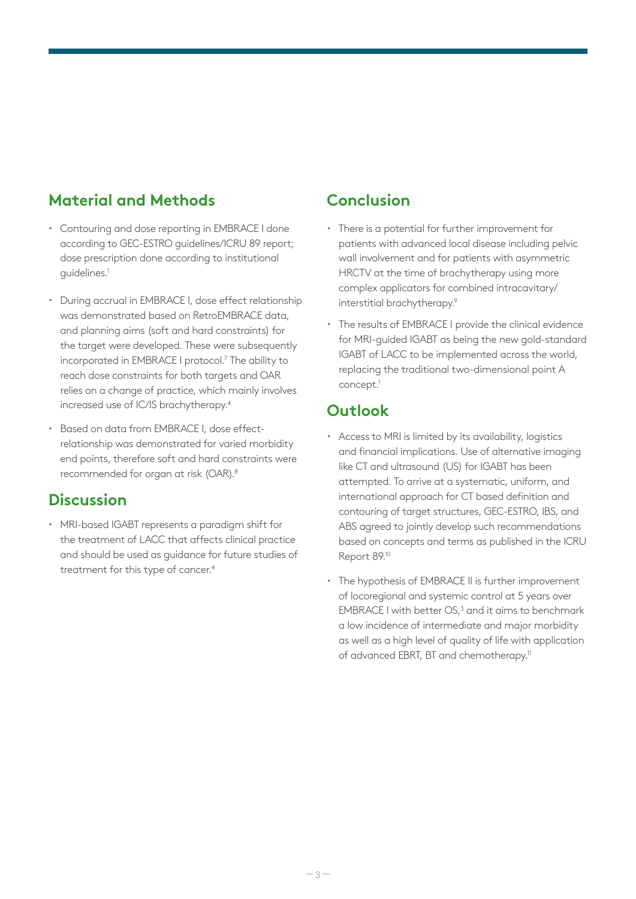## Material and Methods

- Contouring and dose reporting in EMBRACE I done according to GEC-ESTRO guidelines/ICRU 89 report; dose prescription done according to institutional guidelines.[1]
- During accrual in EMBRACE I, dose effect relationship was demonstrated based on RetroEMBRACE data, and planning aims (soft and hard constraints) for the target were developed. These were subsequently incorporated in EMBRACE I protocol.[7] The ability to reach dose constraints for both targets and OAR relies on a change of practice, which mainly involves increased use of IC/IS brachytherapy.[4]
- Based on data from EMBRACE I, dose effect-relationship was demonstrated for varied morbidity end points, therefore soft and hard constraints were recommended for organ at risk (OAR).[8]

## Discussion

- MRI-based IGABT represents a paradigm shift for the treatment of LACC that affects clinical practice and should be used as guidance for future studies of treatment for this type of cancer.[4]

## Conclusion

- There is a potential for further improvement for patients with advanced local disease including pelvic wall involvement and for patients with asymmetric HRCTV at the time of brachytherapy using more complex applicators for combined intracavitary/interstitial brachytherapy.[9]
- The results of EMBRACE I provide the clinical evidence for MRI-guided IGABT as being the new gold-standard IGABT of LACC to be implemented across the world, replacing the traditional two-dimensional point A concept.[1]

## Outlook

- Access to MRI is limited by its availability, logistics and financial implications. Use of alternative imaging like CT and ultrasound (US) for IGABT has been attempted. To arrive at a systematic, uniform, and international approach for CT based definition and contouring of target structures, GEC-ESTRO, IBS, and ABS agreed to jointly develop such recommendations based on concepts and terms as published in the ICRU Report 89.[10]
- The hypothesis of EMBRACE II is further improvement of locoregional and systemic control at 5 years over EMBRACE I with better OS,[3] and it aims to benchmark a low incidence of intermediate and major morbidity as well as a high level of quality of life with application of advanced EBRT, BT and chemotherapy.[11]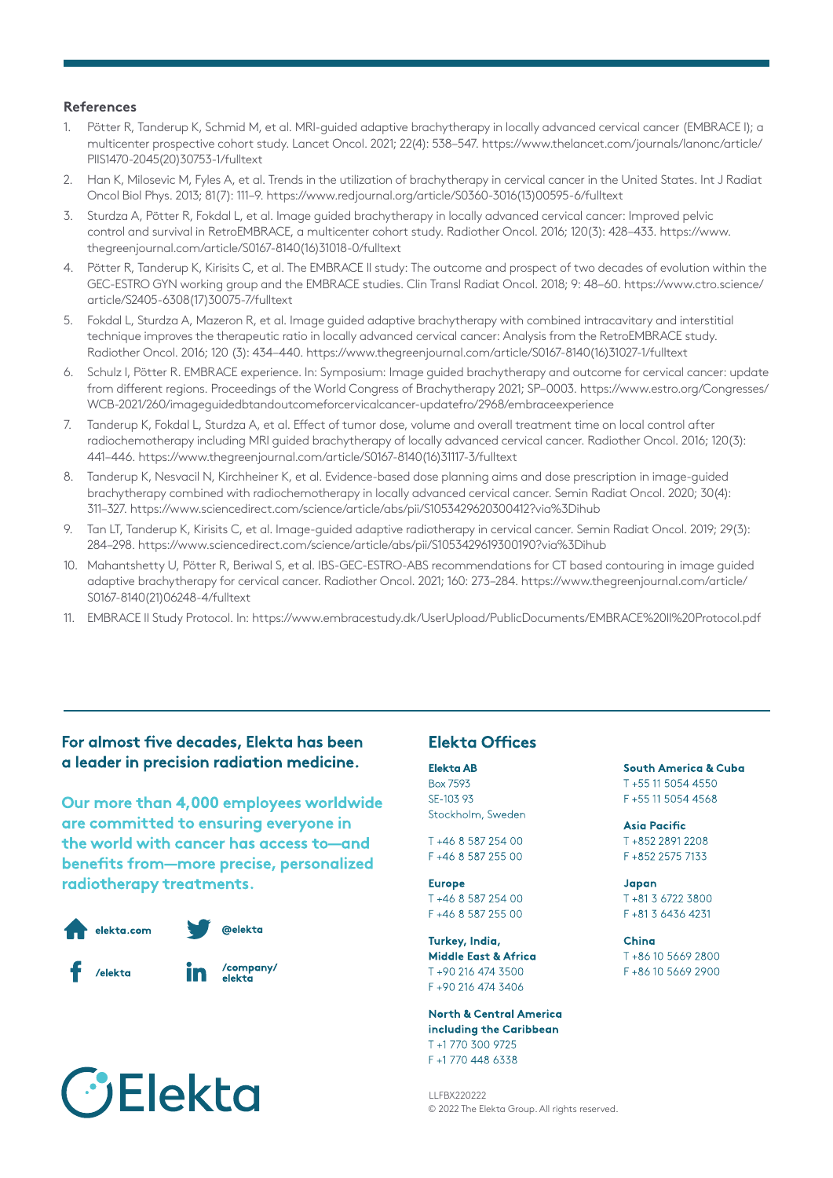## References

1. Pötter R, Tanderup K, Schmid M, et al. MRI-guided adaptive brachytherapy in locally advanced cervical cancer (EMBRACE I); a multicenter prospective cohort study. Lancet Oncol. 2021; 22(4): 538–547. https://www.thelancet.com/journals/lanonc/article/PIIS1470-2045(20)30753-1/fulltext
2. Han K, Milosevic M, Fyles A, et al. Trends in the utilization of brachytherapy in cervical cancer in the United States. Int J Radiat Oncol Biol Phys. 2013; 81(7): 111–9. https://www.redjournal.org/article/S0360-3016(13)00595-6/fulltext
3. Sturdza A, Pötter R, Fokdal L, et al. Image guided brachytherapy in locally advanced cervical cancer: Improved pelvic control and survival in RetroEMBRACE, a multicenter cohort study. Radiother Oncol. 2016; 120(3): 428–433. https://www.thegreenjournal.com/article/S0167-8140(16)31018-0/fulltext
4. Pötter R, Tanderup K, Kirisits C, et al. The EMBRACE II study: The outcome and prospect of two decades of evolution within the GEC-ESTRO GYN working group and the EMBRACE studies. Clin Transl Radiat Oncol. 2018; 9: 48–60. https://www.ctro.science/article/S2405-6308(17)30075-7/fulltext
5. Fokdal L, Sturdza A, Mazeron R, et al. Image guided adaptive brachytherapy with combined intracavitary and interstitial technique improves the therapeutic ratio in locally advanced cervical cancer: Analysis from the RetroEMBRACE study. Radiother Oncol. 2016; 120 (3): 434–440. https://www.thegreenjournal.com/article/S0167-8140(16)31027-1/fulltext
6. Schulz I, Pötter R. EMBRACE experience. In: Symposium: Image guided brachytherapy and outcome for cervical cancer: update from different regions. Proceedings of the World Congress of Brachytherapy 2021; SP–0003. https://www.estro.org/Congresses/WCB-2021/260/imageguidedbtandoutcomeforcervicalcancer-updatefro/2968/embraceexperience
7. Tanderup K, Fokdal L, Sturdza A, et al. Effect of tumor dose, volume and overall treatment time on local control after radiochemotherapy including MRI guided brachytherapy of locally advanced cervical cancer. Radiother Oncol. 2016; 120(3): 441–446. https://www.thegreenjournal.com/article/S0167-8140(16)31117-3/fulltext
8. Tanderup K, Nesvacil N, Kirchheiner K, et al. Evidence-based dose planning aims and dose prescription in image-guided brachytherapy combined with radiochemotherapy in locally advanced cervical cancer. Semin Radiat Oncol. 2020; 30(4): 311–327. https://www.sciencedirect.com/science/article/abs/pii/S1053429620300412?via%3Dihub
9. Tan LT, Tanderup K, Kirisits C, et al. Image-guided adaptive radiotherapy in cervical cancer. Semin Radiat Oncol. 2019; 29(3): 284–298. https://www.sciencedirect.com/science/article/abs/pii/S1053429619300190?via%3Dihub
10. Mahantshetty U, Pötter R, Beriwal S, et al. IBS-GEC-ESTRO-ABS recommendations for CT based contouring in image guided adaptive brachytherapy for cervical cancer. Radiother Oncol. 2021; 160: 273–284. https://www.thegreenjournal.com/article/S0167-8140(21)06248-4/fulltext
11. EMBRACE II Study Protocol. In: https://www.embracestudy.dk/UserUpload/PublicDocuments/EMBRACE%20II%20Protocol.pdf

**For almost five decades, Elekta has been a leader in precision radiation medicine.**

**Our more than 4,000 employees worldwide are committed to ensuring everyone in the world with cancer has access to—and benefits from—more precise, personalized radiotherapy treatments.**

elekta.com

@elekta

/elekta

/company/elekta

Elekta

## Elekta Offices

**Elekta AB**
Box 7593
SE-103 93
Stockholm, Sweden

T +46 8 587 254 00
F +46 8 587 255 00

**Europe**
T +46 8 587 254 00
F +46 8 587 255 00

**Turkey, India, Middle East & Africa**
T +90 216 474 3500
F +90 216 474 3406

**North & Central America including the Caribbean**
T +1 770 300 9725
F +1 770 448 6338

**South America & Cuba**
T +55 11 5054 4550
F +55 11 5054 4568

**Asia Pacific**
T +852 2891 2208
F +852 2575 7133

**Japan**
T +81 3 6722 3800
F +81 3 6436 4231

**China**
T +86 10 5669 2800
F +86 10 5669 2900

LLFBX220222
© 2022 The Elekta Group. All rights reserved.